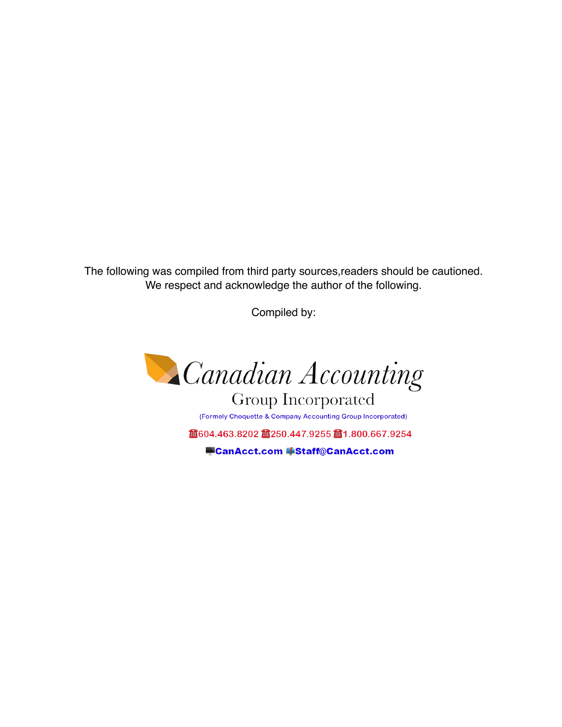The following was compiled from third party sources,readers should be cautioned.
We respect and acknowledge the author of the following.

Compiled by:

Canadian Accounting
Group Incorporated

(Formely Choquette & Company Accounting Group Incorporated)

☎604.463.8202 ☎250.447.9255 ☎1.800.667.9254

**CanAcct.com** **Staff@CanAcct.com**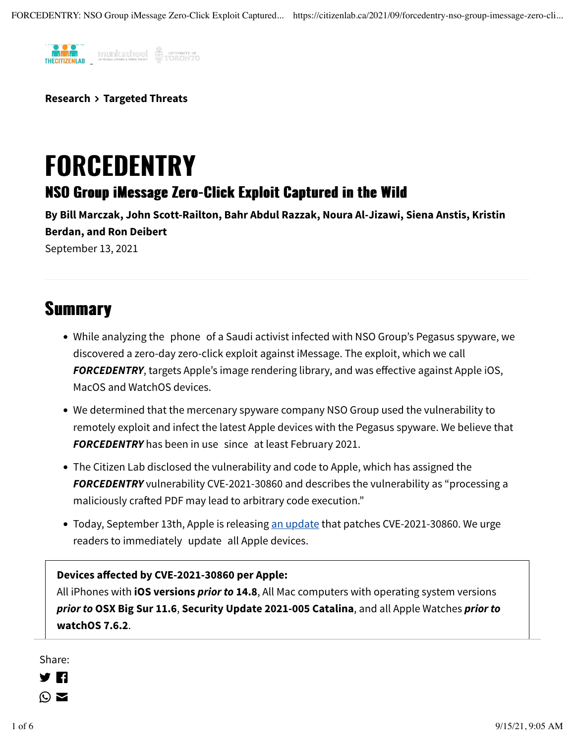Research > Targeted Threats

# FORCEDENTRY

## NSO Group iMessage Zero-Click Exploit Captured in the Wild

**By Bill Marczak, John Scott-Railton, Bahr Abdul Razzak, Noura Al-Jizawi, Siena Anstis, Kristin Berdan, and Ron Deibert**

September 13, 2021

## Summary

- While analyzing the phone of a Saudi activist infected with NSO Group's Pegasus spyware, we discovered a zero-day zero-click exploit against iMessage. The exploit, which we call ***FORCEDENTRY***, targets Apple's image rendering library, and was effective against Apple iOS, MacOS and WatchOS devices.
- We determined that the mercenary spyware company NSO Group used the vulnerability to remotely exploit and infect the latest Apple devices with the Pegasus spyware. We believe that ***FORCEDENTRY*** has been in use since at least February 2021.
- The Citizen Lab disclosed the vulnerability and code to Apple, which has assigned the ***FORCEDENTRY*** vulnerability CVE-2021-30860 and describes the vulnerability as "processing a maliciously crafted PDF may lead to arbitrary code execution."
- Today, September 13th, Apple is releasing an update that patches CVE-2021-30860. We urge readers to immediately update all Apple devices.

**Devices affected by CVE-2021-30860 per Apple:**
All iPhones with **iOS versions** ***prior to*** **14.8**, All Mac computers with operating system versions ***prior to*** **OSX Big Sur 11.6**, **Security Update 2021-005 Catalina**, and all Apple Watches ***prior to*** **watchOS 7.6.2**.

Share: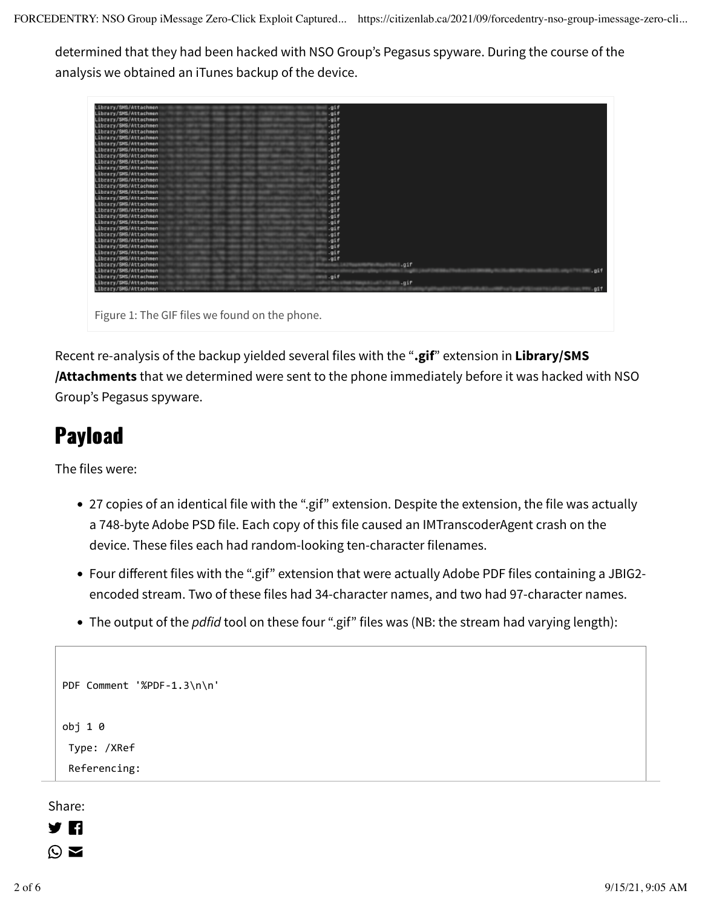determined that they had been hacked with NSO Group's Pegasus spyware. During the course of the analysis we obtained an iTunes backup of the device.

Figure 1: The GIF files we found on the phone.

Recent re-analysis of the backup yielded several files with the "**.gif**" extension in **Library/SMS/Attachments** that we determined were sent to the phone immediately before it was hacked with NSO Group's Pegasus spyware.

## Payload

The files were:

- 27 copies of an identical file with the ".gif" extension. Despite the extension, the file was actually a 748-byte Adobe PSD file. Each copy of this file caused an IMTranscoderAgent crash on the device. These files each had random-looking ten-character filenames.
- Four different files with the ".gif" extension that were actually Adobe PDF files containing a JBIG2-encoded stream. Two of these files had 34-character names, and two had 97-character names.
- The output of the *pdfid* tool on these four ".gif" files was (NB: the stream had varying length):

```
PDF Comment '%PDF-1.3\n\n'

obj 1 0
 Type: /XRef
 Referencing:
```

Share: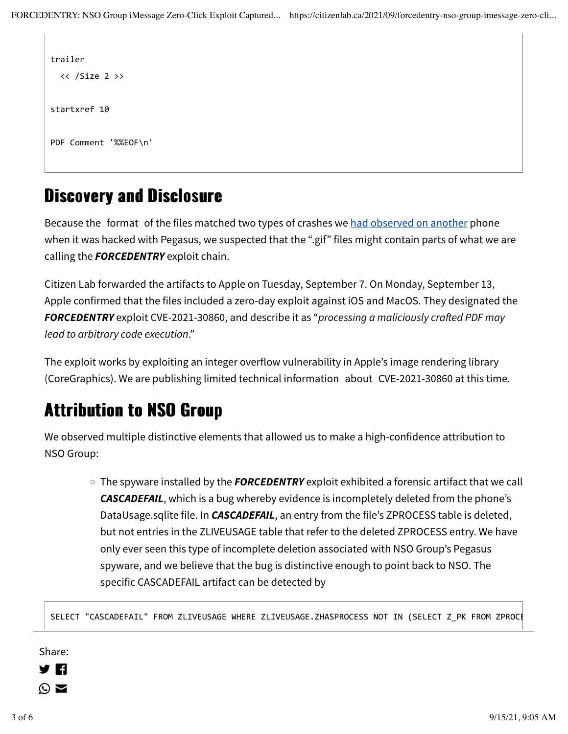```
trailer
  << /Size 2 >>

startxref 10

PDF Comment '%%EOF\n'
```

## Discovery and Disclosure

Because the format of the files matched two types of crashes we [had observed on another](https://citizenlab.ca) phone when it was hacked with Pegasus, we suspected that the ".gif" files might contain parts of what we are calling the ***FORCEDENTRY*** exploit chain.

Citizen Lab forwarded the artifacts to Apple on Tuesday, September 7. On Monday, September 13, Apple confirmed that the files included a zero-day exploit against iOS and MacOS. They designated the ***FORCEDENTRY*** exploit CVE-2021-30860, and describe it as "*processing a maliciously crafted PDF may lead to arbitrary code execution*."

The exploit works by exploiting an integer overflow vulnerability in Apple's image rendering library (CoreGraphics). We are publishing limited technical information about CVE-2021-30860 at this time.

## Attribution to NSO Group

We observed multiple distinctive elements that allowed us to make a high-confidence attribution to NSO Group:

- The spyware installed by the ***FORCEDENTRY*** exploit exhibited a forensic artifact that we call ***CASCADEFAIL***, which is a bug whereby evidence is incompletely deleted from the phone's DataUsage.sqlite file. In ***CASCADEFAIL***, an entry from the file's ZPROCESS table is deleted, but not entries in the ZLIVEUSAGE table that refer to the deleted ZPROCESS entry. We have only ever seen this type of incomplete deletion associated with NSO Group's Pegasus spyware, and we believe that the bug is distinctive enough to point back to NSO. The specific CASCADEFAIL artifact can be detected by

```
SELECT "CASCADEFAIL" FROM ZLIVEUSAGE WHERE ZLIVEUSAGE.ZHASPROCESS NOT IN (SELECT Z_PK FROM ZPROCE
```

Share: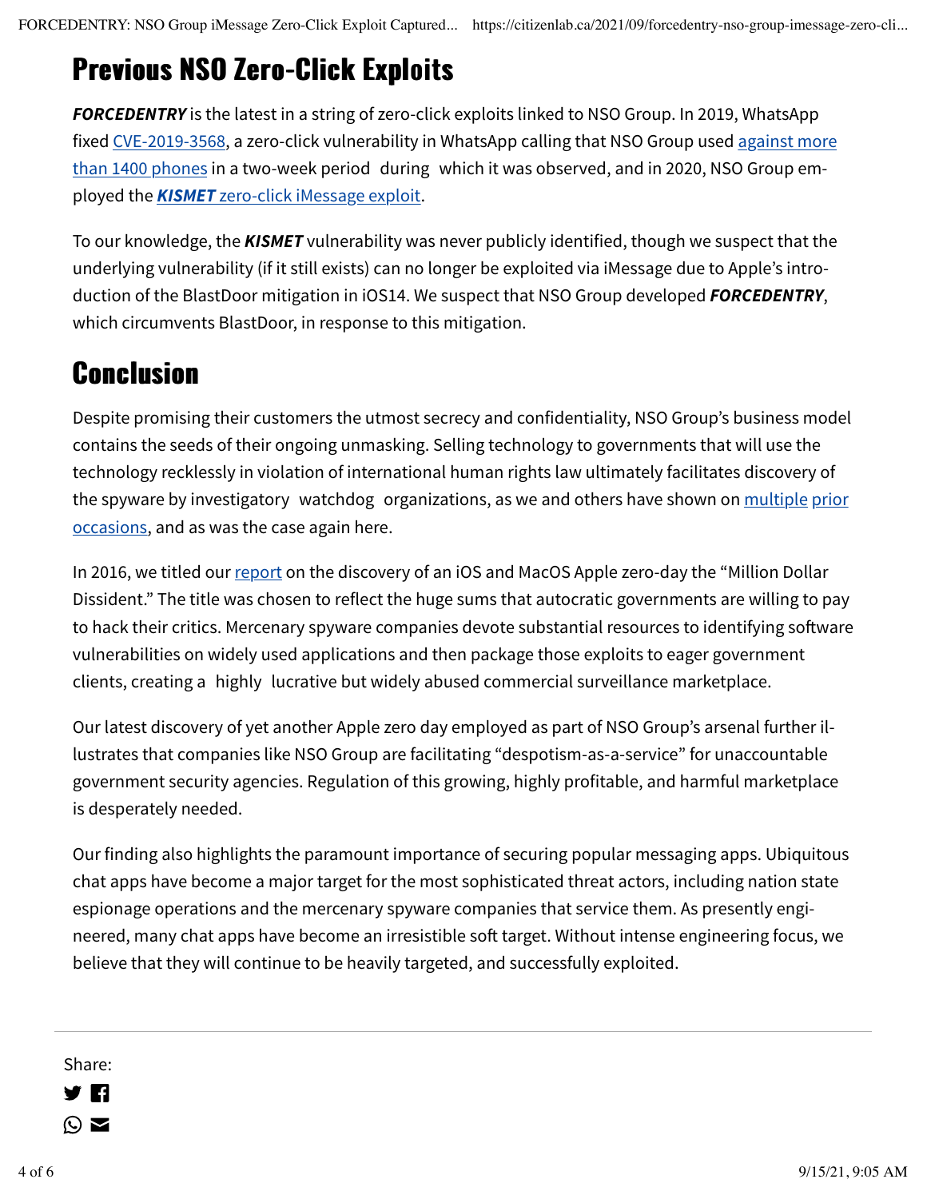## Previous NSO Zero-Click Exploits

***FORCEDENTRY*** is the latest in a string of zero-click exploits linked to NSO Group. In 2019, WhatsApp fixed CVE-2019-3568, a zero-click vulnerability in WhatsApp calling that NSO Group used against more than 1400 phones in a two-week period during which it was observed, and in 2020, NSO Group employed the ***KISMET*** zero-click iMessage exploit.

To our knowledge, the ***KISMET*** vulnerability was never publicly identified, though we suspect that the underlying vulnerability (if it still exists) can no longer be exploited via iMessage due to Apple's introduction of the BlastDoor mitigation in iOS14. We suspect that NSO Group developed ***FORCEDENTRY***, which circumvents BlastDoor, in response to this mitigation.

## Conclusion

Despite promising their customers the utmost secrecy and confidentiality, NSO Group's business model contains the seeds of their ongoing unmasking. Selling technology to governments that will use the technology recklessly in violation of international human rights law ultimately facilitates discovery of the spyware by investigatory watchdog organizations, as we and others have shown on multiple prior occasions, and as was the case again here.

In 2016, we titled our report on the discovery of an iOS and MacOS Apple zero-day the "Million Dollar Dissident." The title was chosen to reflect the huge sums that autocratic governments are willing to pay to hack their critics. Mercenary spyware companies devote substantial resources to identifying software vulnerabilities on widely used applications and then package those exploits to eager government clients, creating a highly lucrative but widely abused commercial surveillance marketplace.

Our latest discovery of yet another Apple zero day employed as part of NSO Group's arsenal further illustrates that companies like NSO Group are facilitating "despotism-as-a-service" for unaccountable government security agencies. Regulation of this growing, highly profitable, and harmful marketplace is desperately needed.

Our finding also highlights the paramount importance of securing popular messaging apps. Ubiquitous chat apps have become a major target for the most sophisticated threat actors, including nation state espionage operations and the mercenary spyware companies that service them. As presently engineered, many chat apps have become an irresistible soft target. Without intense engineering focus, we believe that they will continue to be heavily targeted, and successfully exploited.

Share: